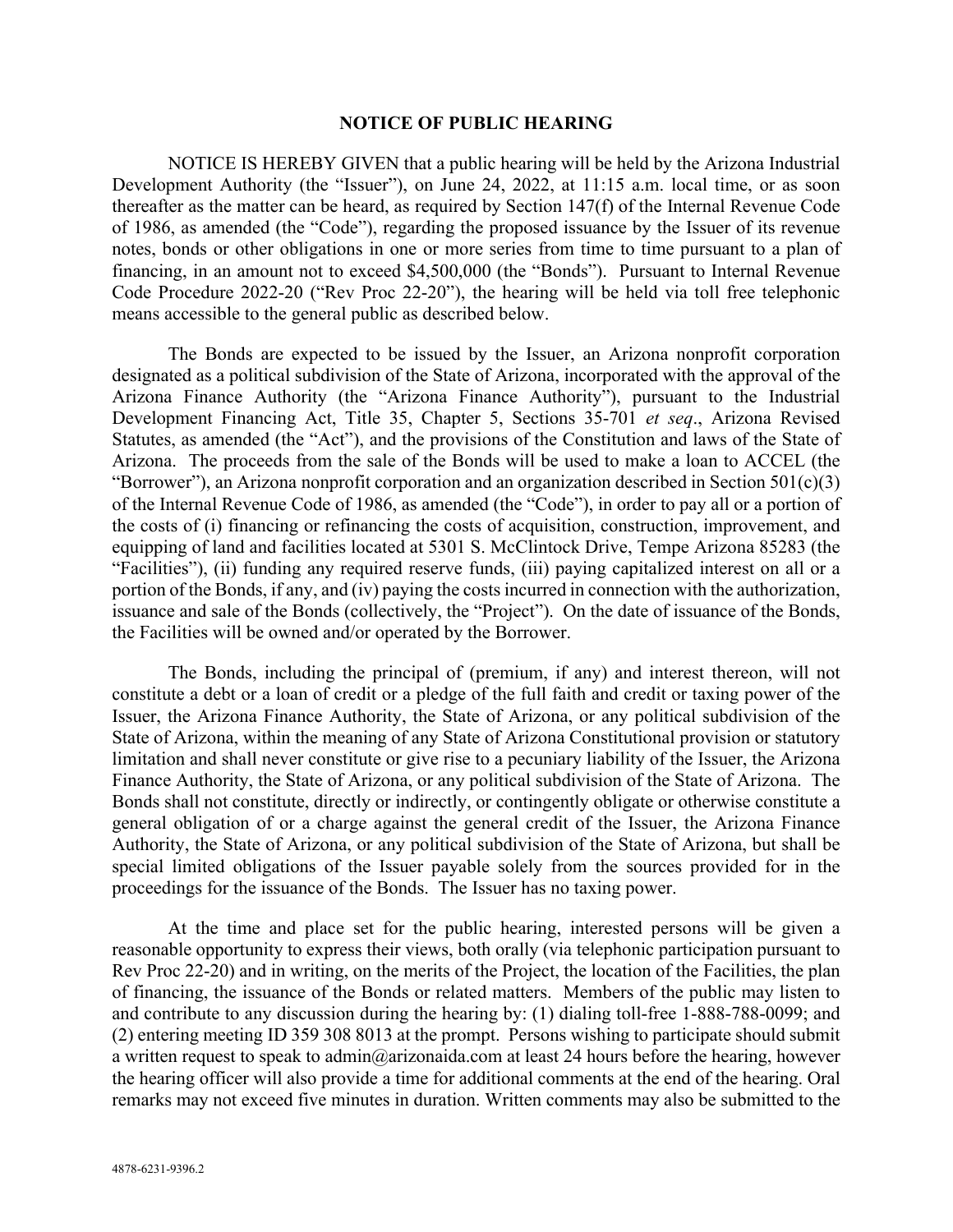# NOTICE OF PUBLIC HEARING

NOTICE IS HEREBY GIVEN that a public hearing will be held by the Arizona Industrial Development Authority (the "Issuer"), on June 24, 2022, at 11:15 a.m. local time, or as soon thereafter as the matter can be heard, as required by Section 147(f) of the Internal Revenue Code of 1986, as amended (the "Code"), regarding the proposed issuance by the Issuer of its revenue notes, bonds or other obligations in one or more series from time to time pursuant to a plan of financing, in an amount not to exceed $4,500,000 (the "Bonds"). Pursuant to Internal Revenue Code Procedure 2022-20 ("Rev Proc 22-20"), the hearing will be held via toll free telephonic means accessible to the general public as described below.

The Bonds are expected to be issued by the Issuer, an Arizona nonprofit corporation designated as a political subdivision of the State of Arizona, incorporated with the approval of the Arizona Finance Authority (the "Arizona Finance Authority"), pursuant to the Industrial Development Financing Act, Title 35, Chapter 5, Sections 35-701 *et seq*., Arizona Revised Statutes, as amended (the "Act"), and the provisions of the Constitution and laws of the State of Arizona. The proceeds from the sale of the Bonds will be used to make a loan to ACCEL (the "Borrower"), an Arizona nonprofit corporation and an organization described in Section 501(c)(3) of the Internal Revenue Code of 1986, as amended (the "Code"), in order to pay all or a portion of the costs of (i) financing or refinancing the costs of acquisition, construction, improvement, and equipping of land and facilities located at 5301 S. McClintock Drive, Tempe Arizona 85283 (the "Facilities"), (ii) funding any required reserve funds, (iii) paying capitalized interest on all or a portion of the Bonds, if any, and (iv) paying the costs incurred in connection with the authorization, issuance and sale of the Bonds (collectively, the "Project"). On the date of issuance of the Bonds, the Facilities will be owned and/or operated by the Borrower.

The Bonds, including the principal of (premium, if any) and interest thereon, will not constitute a debt or a loan of credit or a pledge of the full faith and credit or taxing power of the Issuer, the Arizona Finance Authority, the State of Arizona, or any political subdivision of the State of Arizona, within the meaning of any State of Arizona Constitutional provision or statutory limitation and shall never constitute or give rise to a pecuniary liability of the Issuer, the Arizona Finance Authority, the State of Arizona, or any political subdivision of the State of Arizona. The Bonds shall not constitute, directly or indirectly, or contingently obligate or otherwise constitute a general obligation of or a charge against the general credit of the Issuer, the Arizona Finance Authority, the State of Arizona, or any political subdivision of the State of Arizona, but shall be special limited obligations of the Issuer payable solely from the sources provided for in the proceedings for the issuance of the Bonds. The Issuer has no taxing power.

At the time and place set for the public hearing, interested persons will be given a reasonable opportunity to express their views, both orally (via telephonic participation pursuant to Rev Proc 22-20) and in writing, on the merits of the Project, the location of the Facilities, the plan of financing, the issuance of the Bonds or related matters. Members of the public may listen to and contribute to any discussion during the hearing by: (1) dialing toll-free 1-888-788-0099; and (2) entering meeting ID 359 308 8013 at the prompt. Persons wishing to participate should submit a written request to speak to admin@arizonaida.com at least 24 hours before the hearing, however the hearing officer will also provide a time for additional comments at the end of the hearing. Oral remarks may not exceed five minutes in duration. Written comments may also be submitted to the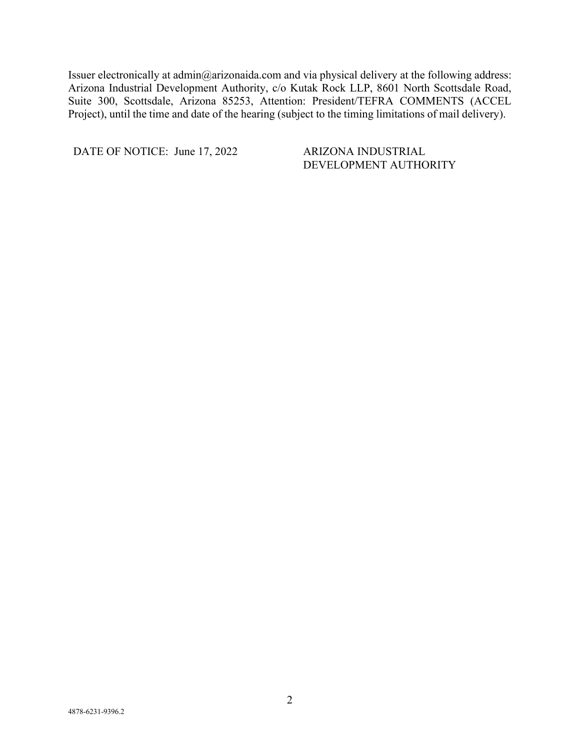Issuer electronically at admin@arizonaida.com and via physical delivery at the following address: Arizona Industrial Development Authority, c/o Kutak Rock LLP, 8601 North Scottsdale Road, Suite 300, Scottsdale, Arizona 85253, Attention: President/TEFRA COMMENTS (ACCEL Project), until the time and date of the hearing (subject to the timing limitations of mail delivery).

DATE OF NOTICE: June 17, 2022

ARIZONA INDUSTRIAL DEVELOPMENT AUTHORITY

4878-6231-9396.2